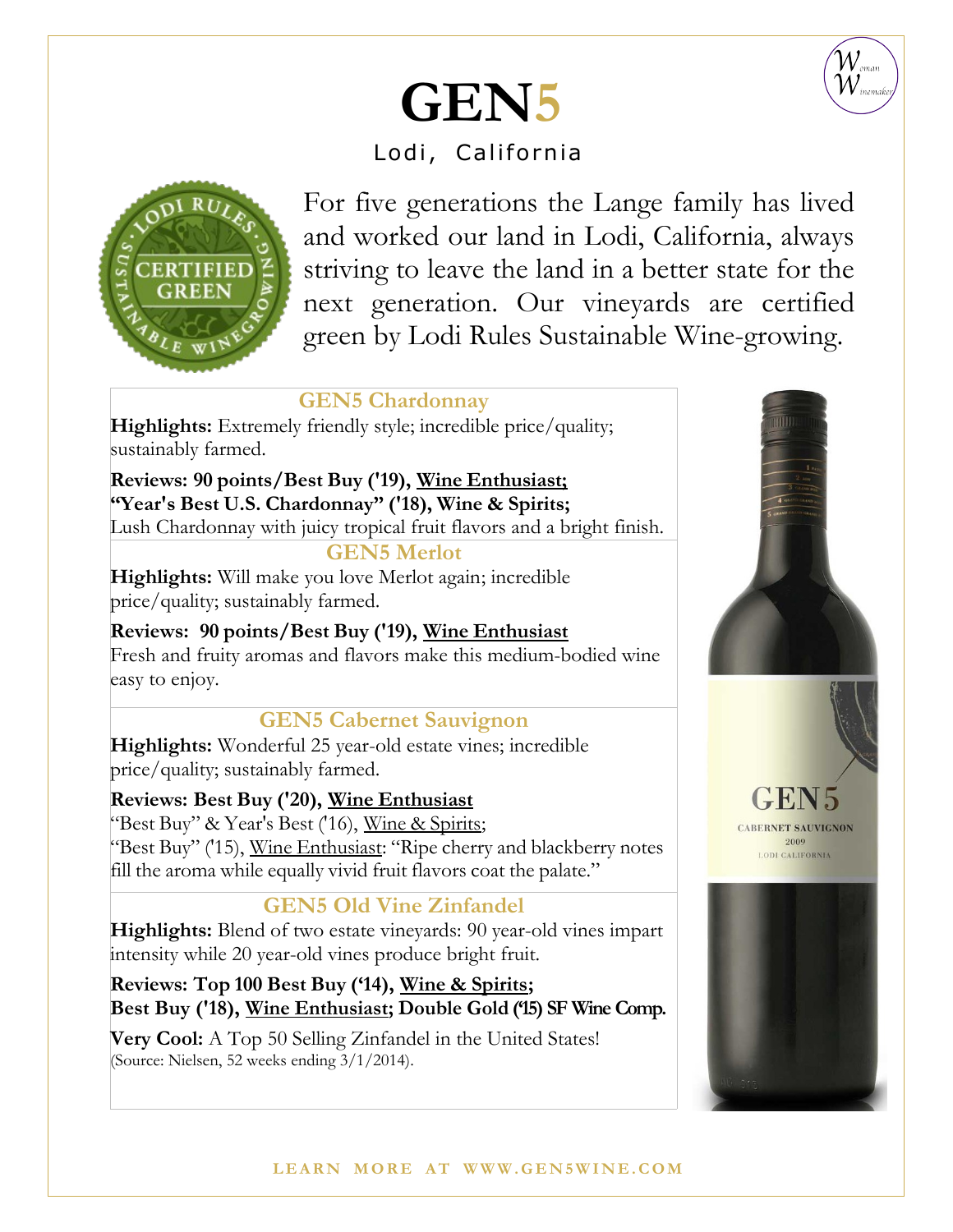# GEN5

Lodi, California

For five generations the Lange family has lived and worked our land in Lodi, California, always striving to leave the land in a better state for the next generation. Our vineyards are certified green by Lodi Rules Sustainable Wine-growing.

## GEN5 Chardonnay

**Highlights:** Extremely friendly style; incredible price/quality; sustainably farmed.

**Reviews: 90 points/Best Buy ('19), Wine Enthusiast;**
**"Year's Best U.S. Chardonnay" ('18), Wine & Spirits;**
Lush Chardonnay with juicy tropical fruit flavors and a bright finish.

## GEN5 Merlot

**Highlights:** Will make you love Merlot again; incredible price/quality; sustainably farmed.

**Reviews: 90 points/Best Buy ('19), Wine Enthusiast**
Fresh and fruity aromas and flavors make this medium-bodied wine easy to enjoy.

## GEN5 Cabernet Sauvignon

**Highlights:** Wonderful 25 year-old estate vines; incredible price/quality; sustainably farmed.

**Reviews: Best Buy ('20), Wine Enthusiast**
"Best Buy" & Year's Best ('16), Wine & Spirits;
"Best Buy" ('15), Wine Enthusiast: "Ripe cherry and blackberry notes fill the aroma while equally vivid fruit flavors coat the palate."

## GEN5 Old Vine Zinfandel

**Highlights:** Blend of two estate vineyards: 90 year-old vines impart intensity while 20 year-old vines produce bright fruit.

**Reviews: Top 100 Best Buy ('14), Wine & Spirits;**
**Best Buy ('18), Wine Enthusiast; Double Gold ('15) SF Wine Comp.**

**Very Cool:** A Top 50 Selling Zinfandel in the United States!
(Source: Nielsen, 52 weeks ending 3/1/2014).

LEARN MORE AT WWW.GEN5WINE.COM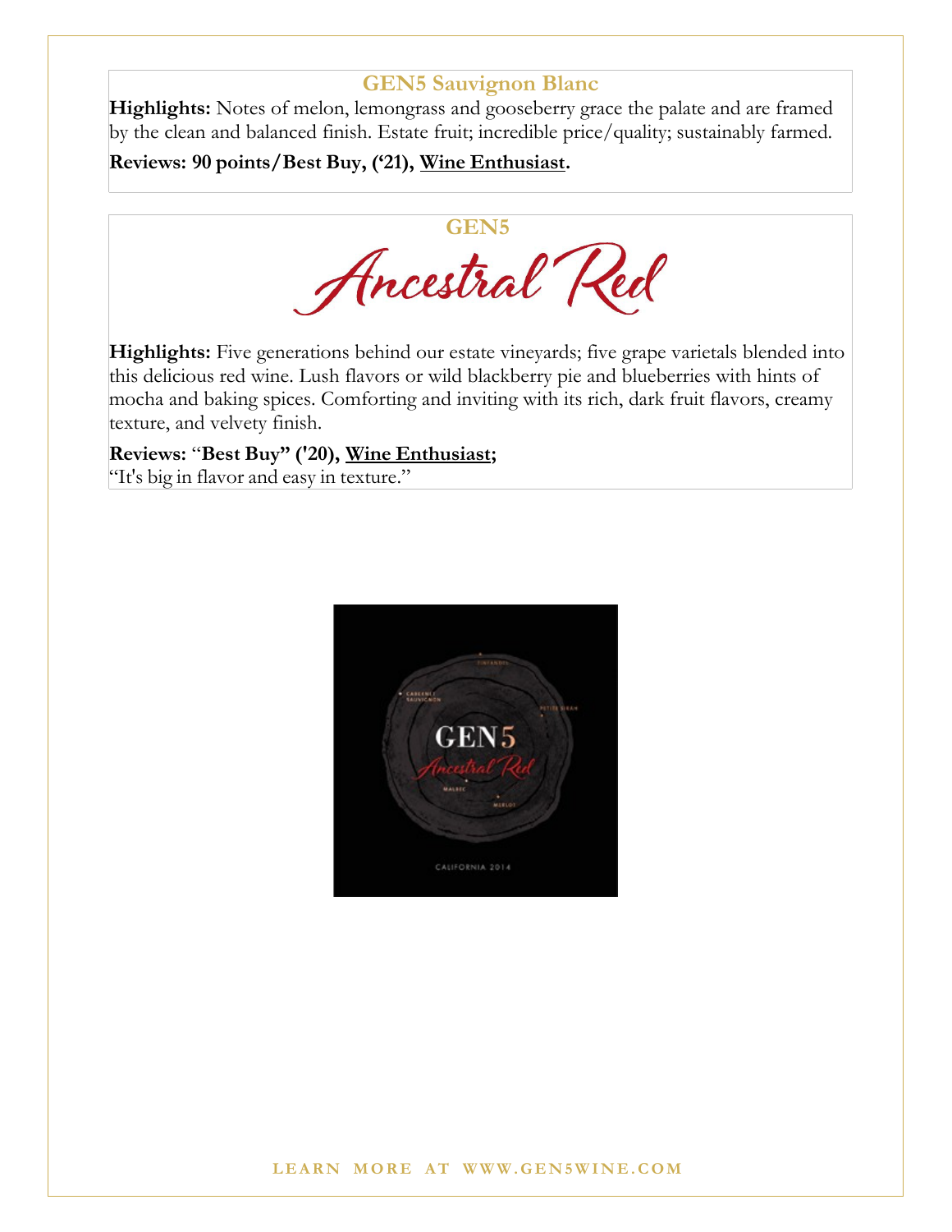## GEN5 Sauvignon Blanc

**Highlights:** Notes of melon, lemongrass and gooseberry grace the palate and are framed by the clean and balanced finish. Estate fruit; incredible price/quality; sustainably farmed.

**Reviews: 90 points/Best Buy, ('21), Wine Enthusiast.**

## GEN5 Ancestral Red

**Highlights:** Five generations behind our estate vineyards; five grape varietals blended into this delicious red wine. Lush flavors or wild blackberry pie and blueberries with hints of mocha and baking spices. Comforting and inviting with its rich, dark fruit flavors, creamy texture, and velvety finish.

**Reviews:** "**Best Buy" ('20), Wine Enthusiast;**
"It's big in flavor and easy in texture."

LEARN MORE AT WWW.GEN5WINE.COM